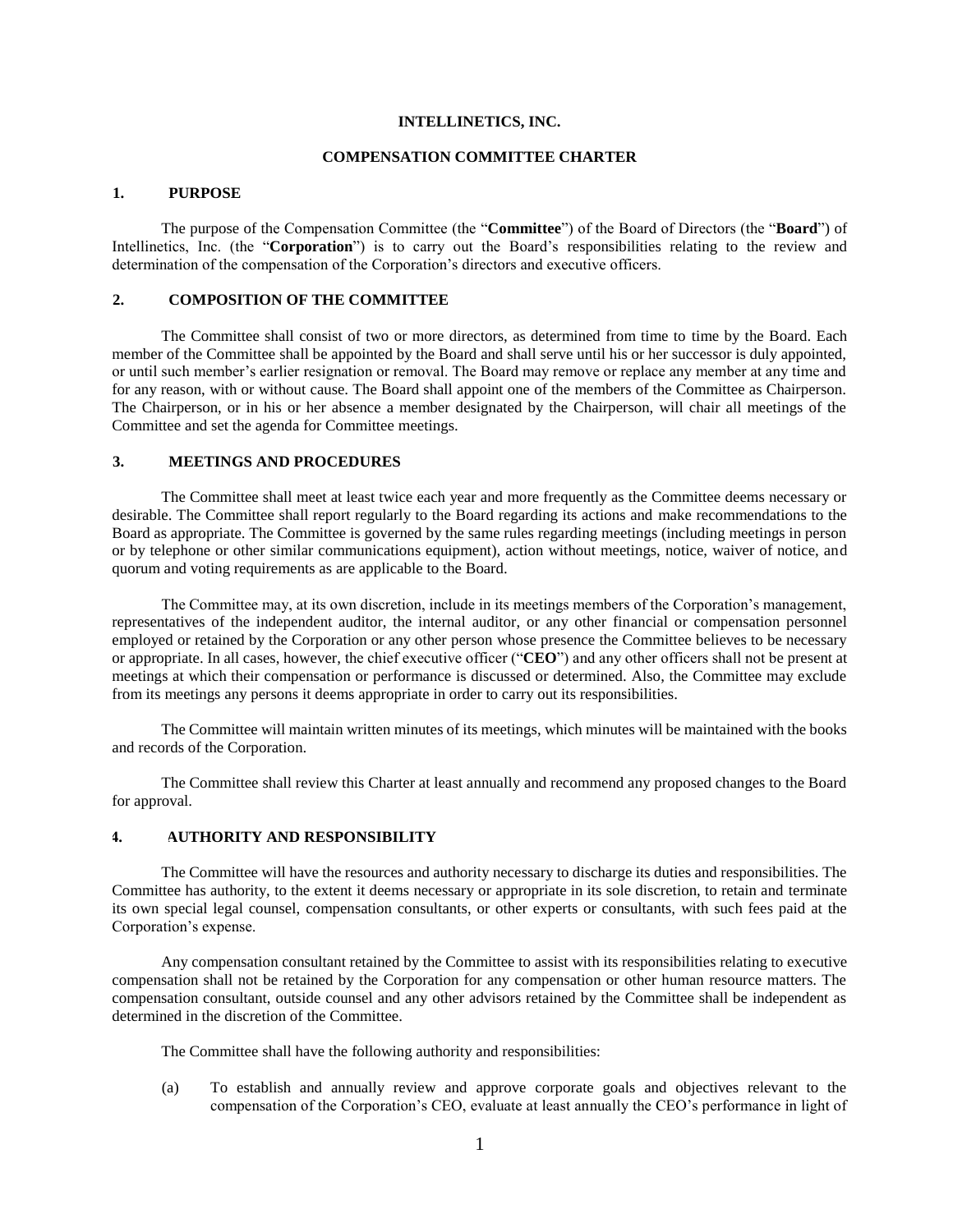**INTELLINETICS, INC.**

**COMPENSATION COMMITTEE CHARTER**

## 1. PURPOSE

The purpose of the Compensation Committee (the "**Committee**") of the Board of Directors (the "**Board**") of Intellinetics, Inc. (the "**Corporation**") is to carry out the Board's responsibilities relating to the review and determination of the compensation of the Corporation's directors and executive officers.

## 2. COMPOSITION OF THE COMMITTEE

The Committee shall consist of two or more directors, as determined from time to time by the Board. Each member of the Committee shall be appointed by the Board and shall serve until his or her successor is duly appointed, or until such member's earlier resignation or removal. The Board may remove or replace any member at any time and for any reason, with or without cause. The Board shall appoint one of the members of the Committee as Chairperson. The Chairperson, or in his or her absence a member designated by the Chairperson, will chair all meetings of the Committee and set the agenda for Committee meetings.

## 3. MEETINGS AND PROCEDURES

The Committee shall meet at least twice each year and more frequently as the Committee deems necessary or desirable. The Committee shall report regularly to the Board regarding its actions and make recommendations to the Board as appropriate. The Committee is governed by the same rules regarding meetings (including meetings in person or by telephone or other similar communications equipment), action without meetings, notice, waiver of notice, and quorum and voting requirements as are applicable to the Board.

The Committee may, at its own discretion, include in its meetings members of the Corporation's management, representatives of the independent auditor, the internal auditor, or any other financial or compensation personnel employed or retained by the Corporation or any other person whose presence the Committee believes to be necessary or appropriate. In all cases, however, the chief executive officer ("**CEO**") and any other officers shall not be present at meetings at which their compensation or performance is discussed or determined. Also, the Committee may exclude from its meetings any persons it deems appropriate in order to carry out its responsibilities.

The Committee will maintain written minutes of its meetings, which minutes will be maintained with the books and records of the Corporation.

The Committee shall review this Charter at least annually and recommend any proposed changes to the Board for approval.

## 4. AUTHORITY AND RESPONSIBILITY

The Committee will have the resources and authority necessary to discharge its duties and responsibilities. The Committee has authority, to the extent it deems necessary or appropriate in its sole discretion, to retain and terminate its own special legal counsel, compensation consultants, or other experts or consultants, with such fees paid at the Corporation's expense.

Any compensation consultant retained by the Committee to assist with its responsibilities relating to executive compensation shall not be retained by the Corporation for any compensation or other human resource matters. The compensation consultant, outside counsel and any other advisors retained by the Committee shall be independent as determined in the discretion of the Committee.

The Committee shall have the following authority and responsibilities:

(a) To establish and annually review and approve corporate goals and objectives relevant to the compensation of the Corporation's CEO, evaluate at least annually the CEO's performance in light of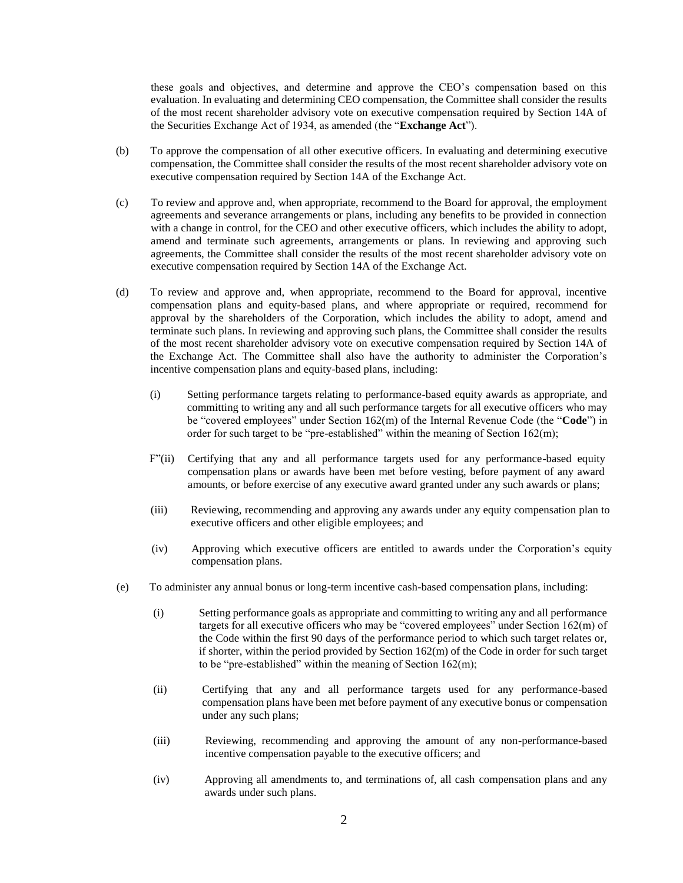these goals and objectives, and determine and approve the CEO's compensation based on this evaluation. In evaluating and determining CEO compensation, the Committee shall consider the results of the most recent shareholder advisory vote on executive compensation required by Section 14A of the Securities Exchange Act of 1934, as amended (the "**Exchange Act**").

(b) To approve the compensation of all other executive officers. In evaluating and determining executive compensation, the Committee shall consider the results of the most recent shareholder advisory vote on executive compensation required by Section 14A of the Exchange Act.

(c) To review and approve and, when appropriate, recommend to the Board for approval, the employment agreements and severance arrangements or plans, including any benefits to be provided in connection with a change in control, for the CEO and other executive officers, which includes the ability to adopt, amend and terminate such agreements, arrangements or plans. In reviewing and approving such agreements, the Committee shall consider the results of the most recent shareholder advisory vote on executive compensation required by Section 14A of the Exchange Act.

(d) To review and approve and, when appropriate, recommend to the Board for approval, incentive compensation plans and equity-based plans, and where appropriate or required, recommend for approval by the shareholders of the Corporation, which includes the ability to adopt, amend and terminate such plans. In reviewing and approving such plans, the Committee shall consider the results of the most recent shareholder advisory vote on executive compensation required by Section 14A of the Exchange Act. The Committee shall also have the authority to administer the Corporation's incentive compensation plans and equity-based plans, including:

(i) Setting performance targets relating to performance-based equity awards as appropriate, and committing to writing any and all such performance targets for all executive officers who may be "covered employees" under Section 162(m) of the Internal Revenue Code (the "**Code**") in order for such target to be "pre-established" within the meaning of Section 162(m);

F"(ii) Certifying that any and all performance targets used for any performance-based equity compensation plans or awards have been met before vesting, before payment of any award amounts, or before exercise of any executive award granted under any such awards or plans;

(iii) Reviewing, recommending and approving any awards under any equity compensation plan to executive officers and other eligible employees; and

(iv) Approving which executive officers are entitled to awards under the Corporation's equity compensation plans.

(e) To administer any annual bonus or long-term incentive cash-based compensation plans, including:

(i) Setting performance goals as appropriate and committing to writing any and all performance targets for all executive officers who may be "covered employees" under Section 162(m) of the Code within the first 90 days of the performance period to which such target relates or, if shorter, within the period provided by Section 162(m) of the Code in order for such target to be "pre-established" within the meaning of Section 162(m);

(ii) Certifying that any and all performance targets used for any performance-based compensation plans have been met before payment of any executive bonus or compensation under any such plans;

(iii) Reviewing, recommending and approving the amount of any non-performance-based incentive compensation payable to the executive officers; and

(iv) Approving all amendments to, and terminations of, all cash compensation plans and any awards under such plans.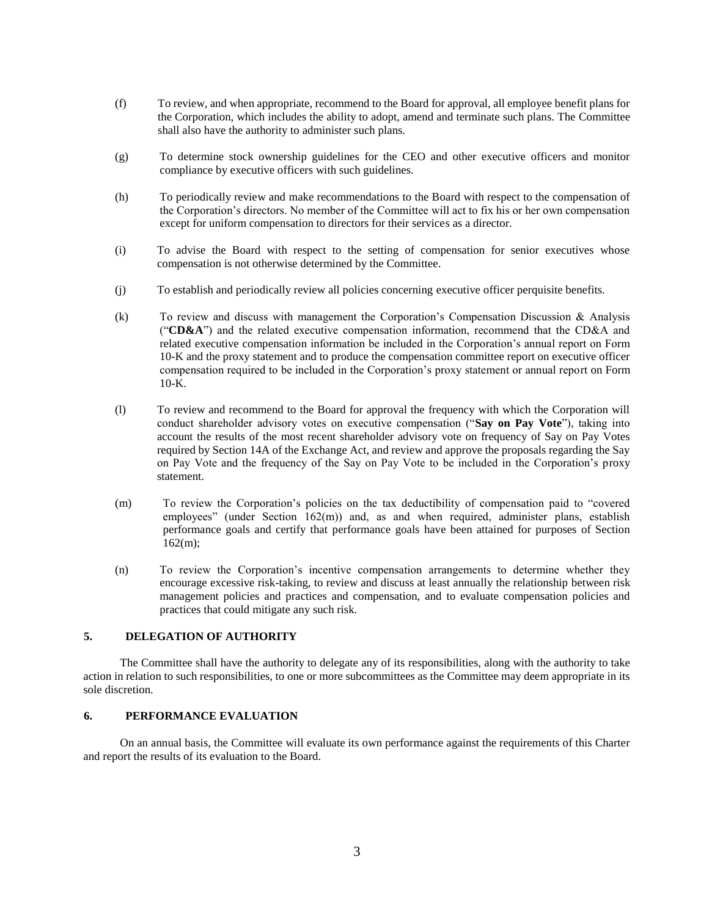(f) To review, and when appropriate, recommend to the Board for approval, all employee benefit plans for the Corporation, which includes the ability to adopt, amend and terminate such plans. The Committee shall also have the authority to administer such plans.

(g) To determine stock ownership guidelines for the CEO and other executive officers and monitor compliance by executive officers with such guidelines.

(h) To periodically review and make recommendations to the Board with respect to the compensation of the Corporation's directors. No member of the Committee will act to fix his or her own compensation except for uniform compensation to directors for their services as a director.

(i) To advise the Board with respect to the setting of compensation for senior executives whose compensation is not otherwise determined by the Committee.

(j) To establish and periodically review all policies concerning executive officer perquisite benefits.

(k) To review and discuss with management the Corporation's Compensation Discussion & Analysis ("**CD&A**") and the related executive compensation information, recommend that the CD&A and related executive compensation information be included in the Corporation's annual report on Form 10-K and the proxy statement and to produce the compensation committee report on executive officer compensation required to be included in the Corporation's proxy statement or annual report on Form 10-K.

(l) To review and recommend to the Board for approval the frequency with which the Corporation will conduct shareholder advisory votes on executive compensation ("**Say on Pay Vote**"), taking into account the results of the most recent shareholder advisory vote on frequency of Say on Pay Votes required by Section 14A of the Exchange Act, and review and approve the proposals regarding the Say on Pay Vote and the frequency of the Say on Pay Vote to be included in the Corporation's proxy statement.

(m) To review the Corporation's policies on the tax deductibility of compensation paid to "covered employees" (under Section 162(m)) and, as and when required, administer plans, establish performance goals and certify that performance goals have been attained for purposes of Section 162(m);

(n) To review the Corporation's incentive compensation arrangements to determine whether they encourage excessive risk-taking, to review and discuss at least annually the relationship between risk management policies and practices and compensation, and to evaluate compensation policies and practices that could mitigate any such risk.

## 5. DELEGATION OF AUTHORITY

The Committee shall have the authority to delegate any of its responsibilities, along with the authority to take action in relation to such responsibilities, to one or more subcommittees as the Committee may deem appropriate in its sole discretion.

## 6. PERFORMANCE EVALUATION

On an annual basis, the Committee will evaluate its own performance against the requirements of this Charter and report the results of its evaluation to the Board.